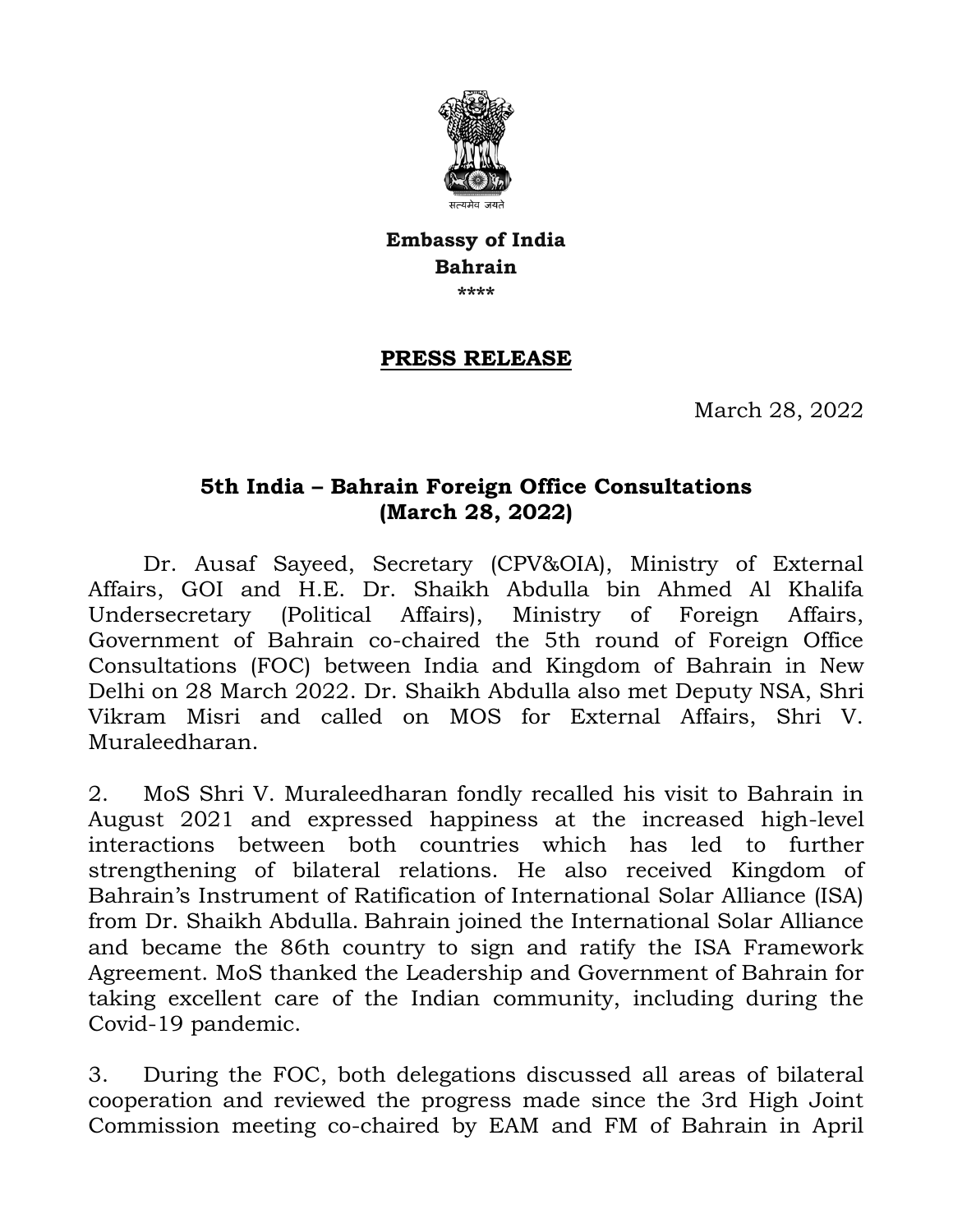सत्यमेव जयते

**Embassy of India**
**Bahrain**
****

## PRESS RELEASE

March 28, 2022

### 5th India – Bahrain Foreign Office Consultations (March 28, 2022)

Dr. Ausaf Sayeed, Secretary (CPV&OIA), Ministry of External Affairs, GOI and H.E. Dr. Shaikh Abdulla bin Ahmed Al Khalifa Undersecretary (Political Affairs), Ministry of Foreign Affairs, Government of Bahrain co-chaired the 5th round of Foreign Office Consultations (FOC) between India and Kingdom of Bahrain in New Delhi on 28 March 2022. Dr. Shaikh Abdulla also met Deputy NSA, Shri Vikram Misri and called on MOS for External Affairs, Shri V. Muraleedharan.

2. MoS Shri V. Muraleedharan fondly recalled his visit to Bahrain in August 2021 and expressed happiness at the increased high-level interactions between both countries which has led to further strengthening of bilateral relations. He also received Kingdom of Bahrain's Instrument of Ratification of International Solar Alliance (ISA) from Dr. Shaikh Abdulla. Bahrain joined the International Solar Alliance and became the 86th country to sign and ratify the ISA Framework Agreement. MoS thanked the Leadership and Government of Bahrain for taking excellent care of the Indian community, including during the Covid-19 pandemic.

3. During the FOC, both delegations discussed all areas of bilateral cooperation and reviewed the progress made since the 3rd High Joint Commission meeting co-chaired by EAM and FM of Bahrain in April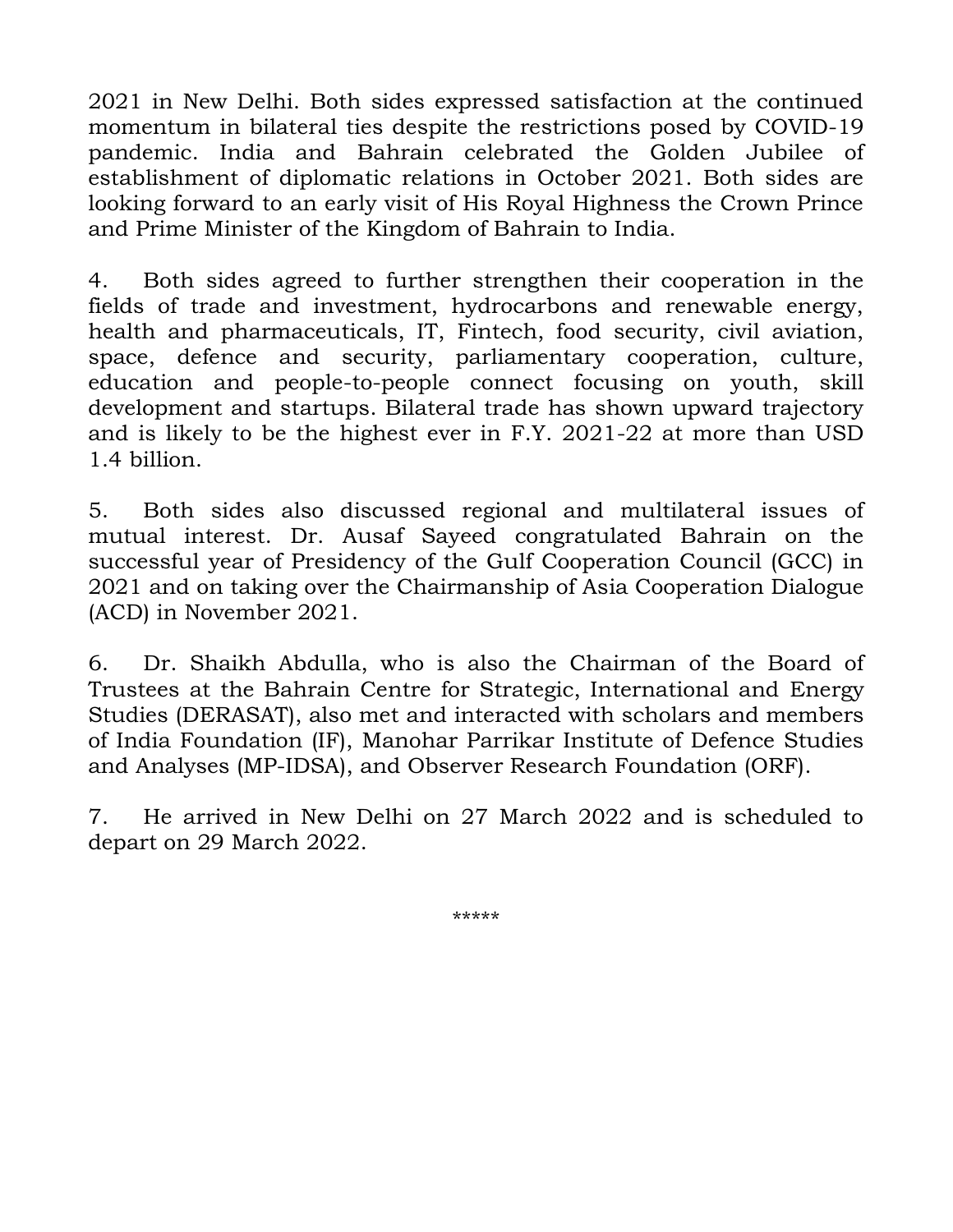2021 in New Delhi. Both sides expressed satisfaction at the continued momentum in bilateral ties despite the restrictions posed by COVID-19 pandemic. India and Bahrain celebrated the Golden Jubilee of establishment of diplomatic relations in October 2021. Both sides are looking forward to an early visit of His Royal Highness the Crown Prince and Prime Minister of the Kingdom of Bahrain to India.

4. Both sides agreed to further strengthen their cooperation in the fields of trade and investment, hydrocarbons and renewable energy, health and pharmaceuticals, IT, Fintech, food security, civil aviation, space, defence and security, parliamentary cooperation, culture, education and people-to-people connect focusing on youth, skill development and startups. Bilateral trade has shown upward trajectory and is likely to be the highest ever in F.Y. 2021-22 at more than USD 1.4 billion.

5. Both sides also discussed regional and multilateral issues of mutual interest. Dr. Ausaf Sayeed congratulated Bahrain on the successful year of Presidency of the Gulf Cooperation Council (GCC) in 2021 and on taking over the Chairmanship of Asia Cooperation Dialogue (ACD) in November 2021.

6. Dr. Shaikh Abdulla, who is also the Chairman of the Board of Trustees at the Bahrain Centre for Strategic, International and Energy Studies (DERASAT), also met and interacted with scholars and members of India Foundation (IF), Manohar Parrikar Institute of Defence Studies and Analyses (MP-IDSA), and Observer Research Foundation (ORF).

7. He arrived in New Delhi on 27 March 2022 and is scheduled to depart on 29 March 2022.

*****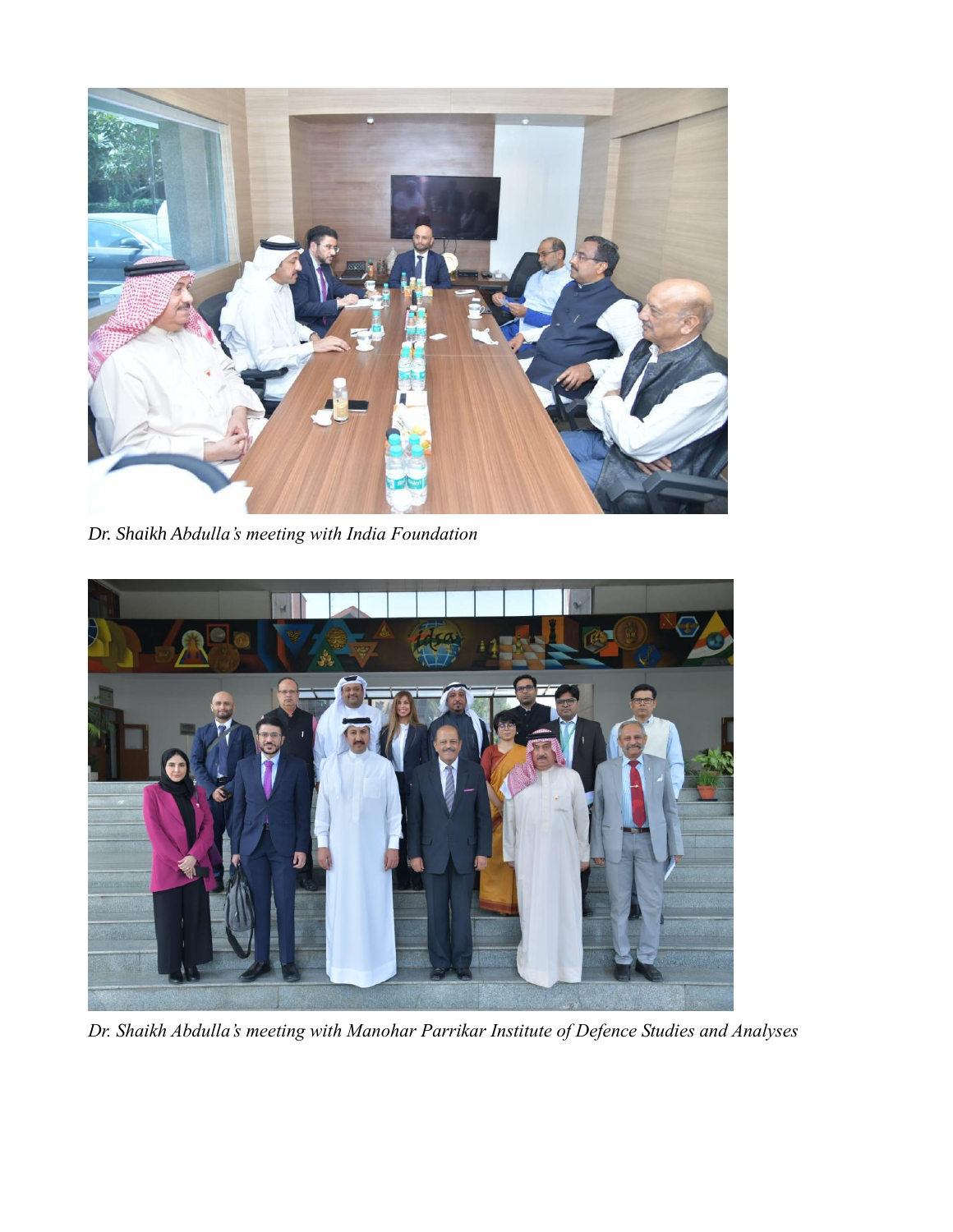*Dr. Shaikh Abdulla's meeting with India Foundation*

*Dr. Shaikh Abdulla's meeting with Manohar Parrikar Institute of Defence Studies and Analyses*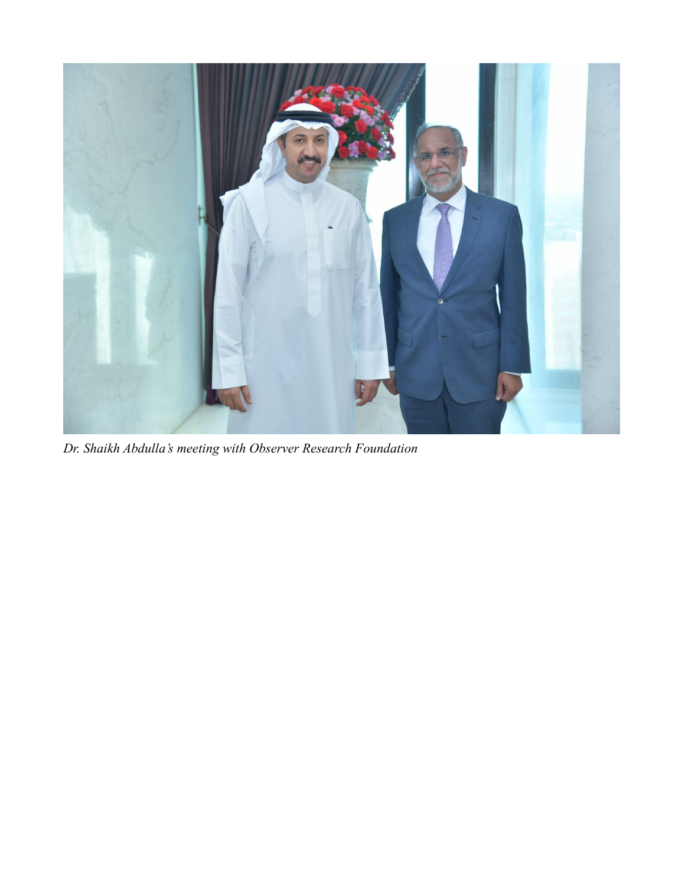*Dr. Shaikh Abdulla's meeting with Observer Research Foundation*